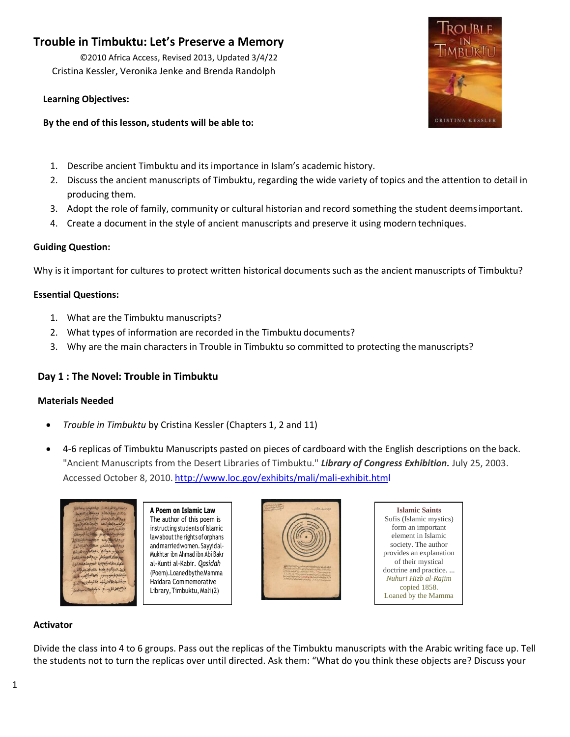# Trouble in Timbuktu: Let's Preserve a Memory

©2010 Africa Access, Revised 2013, Updated 3/4/22
Cristina Kessler, Veronika Jenke and Brenda Randolph

**Learning Objectives:**

**By the end of this lesson, students will be able to:**

1. Describe ancient Timbuktu and its importance in Islam's academic history.
2. Discuss the ancient manuscripts of Timbuktu, regarding the wide variety of topics and the attention to detail in producing them.
3. Adopt the role of family, community or cultural historian and record something the student deems important.
4. Create a document in the style of ancient manuscripts and preserve it using modern techniques.

**Guiding Question:**

Why is it important for cultures to protect written historical documents such as the ancient manuscripts of Timbuktu?

**Essential Questions:**

1. What are the Timbuktu manuscripts?
2. What types of information are recorded in the Timbuktu documents?
3. Why are the main characters in Trouble in Timbuktu so committed to protecting the manuscripts?

## Day 1 : The Novel: Trouble in Timbuktu

**Materials Needed**

- *Trouble in Timbuktu* by Cristina Kessler (Chapters 1, 2 and 11)
- 4-6 replicas of Timbuktu Manuscripts pasted on pieces of cardboard with the English descriptions on the back. "Ancient Manuscripts from the Desert Libraries of Timbuktu." ***Library of Congress Exhibition.*** July 25, 2003. Accessed October 8, 2010. http://www.loc.gov/exhibits/mali/mali-exhibit.html

**A Poem on Islamic Law**
The author of this poem is instructing students of Islamic law about the rights of orphans and married women. Sayyid al-Mukhtar ibn Ahmad ibn Abi Bakr al-Kunti al-Kabir. *Qasidah* (Poem). Loaned by the Mamma Haidara Commemorative Library, Timbuktu, Mali (2)

**Islamic Saints**
Sufis (Islamic mystics) form an important element in Islamic society. The author provides an explanation of their mystical doctrine and practice. ... *Nuhuri Hizb al-Rajim* copied 1858. Loaned by the Mamma

**Activator**

Divide the class into 4 to 6 groups. Pass out the replicas of the Timbuktu manuscripts with the Arabic writing face up. Tell the students not to turn the replicas over until directed. Ask them: "What do you think these objects are? Discuss your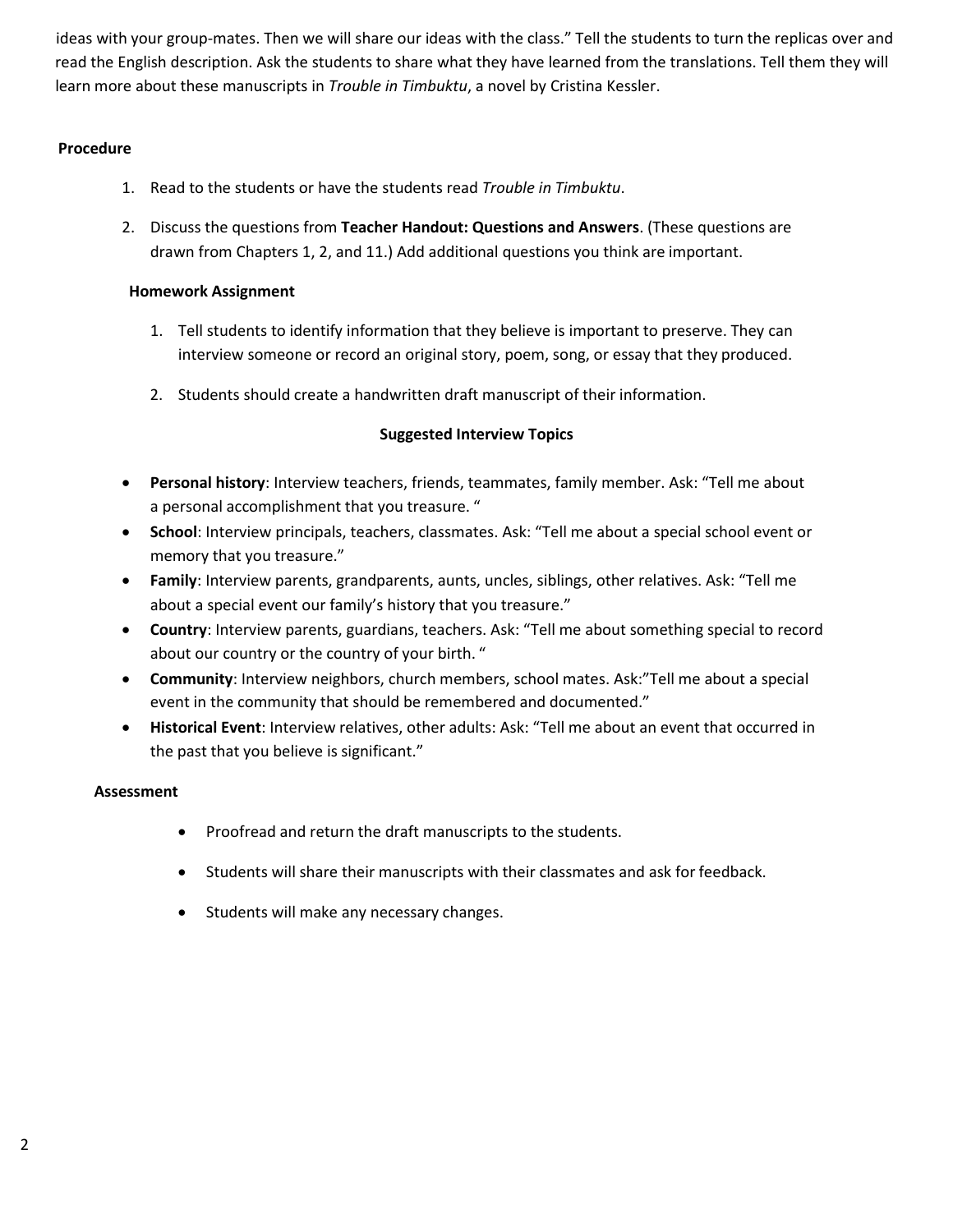ideas with your group-mates. Then we will share our ideas with the class." Tell the students to turn the replicas over and read the English description. Ask the students to share what they have learned from the translations. Tell them they will learn more about these manuscripts in *Trouble in Timbuktu*, a novel by Cristina Kessler.

**Procedure**

1. Read to the students or have the students read *Trouble in Timbuktu*.
2. Discuss the questions from **Teacher Handout: Questions and Answers**. (These questions are drawn from Chapters 1, 2, and 11.) Add additional questions you think are important.

**Homework Assignment**

1. Tell students to identify information that they believe is important to preserve. They can interview someone or record an original story, poem, song, or essay that they produced.
2. Students should create a handwritten draft manuscript of their information.

**Suggested Interview Topics**

- **Personal history**: Interview teachers, friends, teammates, family member. Ask: "Tell me about a personal accomplishment that you treasure. "
- **School**: Interview principals, teachers, classmates. Ask: "Tell me about a special school event or memory that you treasure."
- **Family**: Interview parents, grandparents, aunts, uncles, siblings, other relatives. Ask: "Tell me about a special event our family's history that you treasure."
- **Country**: Interview parents, guardians, teachers. Ask: "Tell me about something special to record about our country or the country of your birth. "
- **Community**: Interview neighbors, church members, school mates. Ask:"Tell me about a special event in the community that should be remembered and documented."
- **Historical Event**: Interview relatives, other adults: Ask: "Tell me about an event that occurred in the past that you believe is significant."

**Assessment**

- Proofread and return the draft manuscripts to the students.
- Students will share their manuscripts with their classmates and ask for feedback.
- Students will make any necessary changes.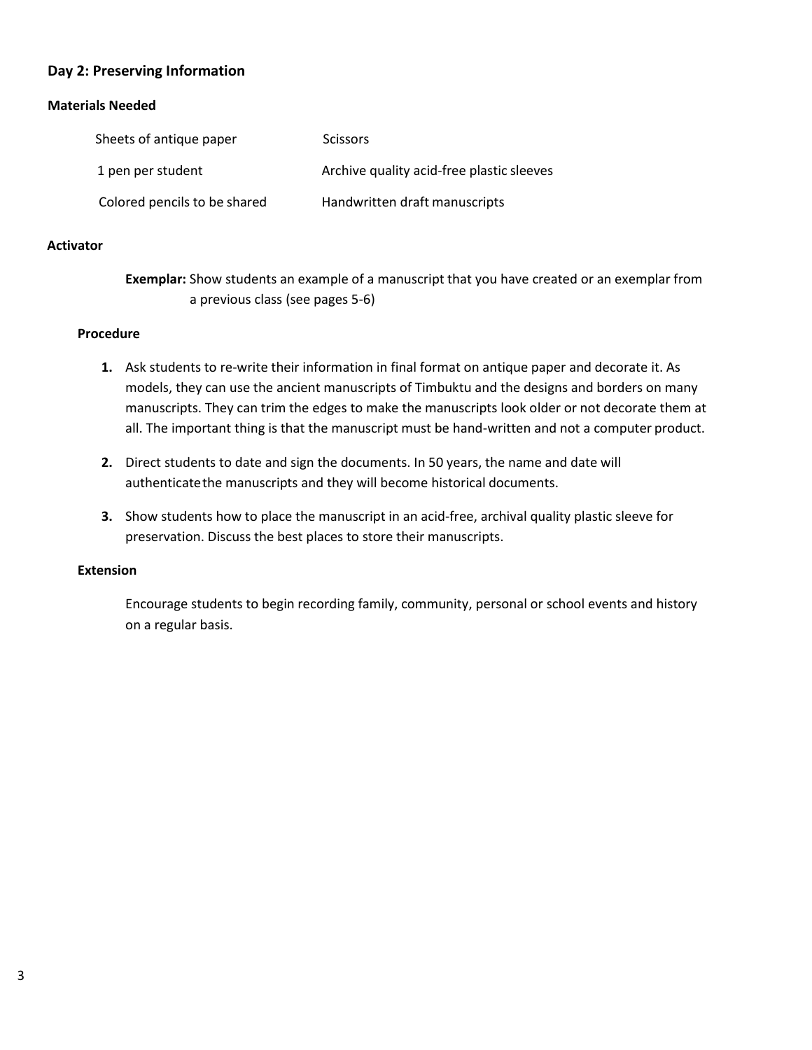## Day 2: Preserving Information

### Materials Needed

| | |
|---|---|
| Sheets of antique paper | Scissors |
| 1 pen per student | Archive quality acid-free plastic sleeves |
| Colored pencils to be shared | Handwritten draft manuscripts |

### Activator

**Exemplar:** Show students an example of a manuscript that you have created or an exemplar from a previous class (see pages 5-6)

### Procedure

1. Ask students to re-write their information in final format on antique paper and decorate it. As models, they can use the ancient manuscripts of Timbuktu and the designs and borders on many manuscripts. They can trim the edges to make the manuscripts look older or not decorate them at all. The important thing is that the manuscript must be hand-written and not a computer product.
2. Direct students to date and sign the documents. In 50 years, the name and date will authenticate the manuscripts and they will become historical documents.
3. Show students how to place the manuscript in an acid-free, archival quality plastic sleeve for preservation. Discuss the best places to store their manuscripts.

### Extension

Encourage students to begin recording family, community, personal or school events and history on a regular basis.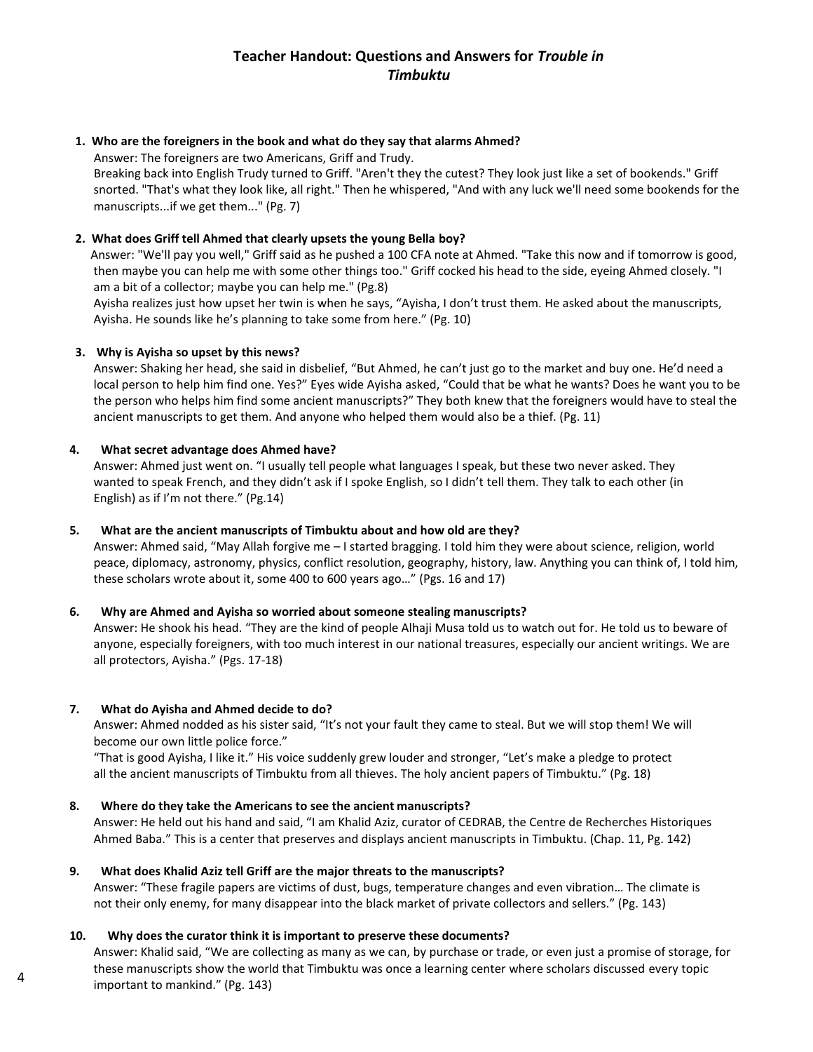### Teacher Handout: Questions and Answers for *Trouble in Timbuktu*

1. **Who are the foreigners in the book and what do they say that alarms Ahmed?**
   Answer: The foreigners are two Americans, Griff and Trudy.
   Breaking back into English Trudy turned to Griff. "Aren't they the cutest? They look just like a set of bookends." Griff snorted. "That's what they look like, all right." Then he whispered, "And with any luck we'll need some bookends for the manuscripts...if we get them..." (Pg. 7)

2. **What does Griff tell Ahmed that clearly upsets the young Bella boy?**
   Answer: "We'll pay you well," Griff said as he pushed a 100 CFA note at Ahmed. "Take this now and if tomorrow is good, then maybe you can help me with some other things too." Griff cocked his head to the side, eyeing Ahmed closely. "I am a bit of a collector; maybe you can help me." (Pg.8)
   Ayisha realizes just how upset her twin is when he says, "Ayisha, I don't trust them. He asked about the manuscripts, Ayisha. He sounds like he's planning to take some from here." (Pg. 10)

3. **Why is Ayisha so upset by this news?**
   Answer: Shaking her head, she said in disbelief, "But Ahmed, he can't just go to the market and buy one. He'd need a local person to help him find one. Yes?" Eyes wide Ayisha asked, "Could that be what he wants? Does he want you to be the person who helps him find some ancient manuscripts?" They both knew that the foreigners would have to steal the ancient manuscripts to get them. And anyone who helped them would also be a thief. (Pg. 11)

4. **What secret advantage does Ahmed have?**
   Answer: Ahmed just went on. "I usually tell people what languages I speak, but these two never asked. They wanted to speak French, and they didn't ask if I spoke English, so I didn't tell them. They talk to each other (in English) as if I'm not there." (Pg.14)

5. **What are the ancient manuscripts of Timbuktu about and how old are they?**
   Answer: Ahmed said, "May Allah forgive me – I started bragging. I told him they were about science, religion, world peace, diplomacy, astronomy, physics, conflict resolution, geography, history, law. Anything you can think of, I told him, these scholars wrote about it, some 400 to 600 years ago…" (Pgs. 16 and 17)

6. **Why are Ahmed and Ayisha so worried about someone stealing manuscripts?**
   Answer: He shook his head. "They are the kind of people Alhaji Musa told us to watch out for. He told us to beware of anyone, especially foreigners, with too much interest in our national treasures, especially our ancient writings. We are all protectors, Ayisha." (Pgs. 17-18)

7. **What do Ayisha and Ahmed decide to do?**
   Answer: Ahmed nodded as his sister said, "It's not your fault they came to steal. But we will stop them! We will become our own little police force."
   "That is good Ayisha, I like it." His voice suddenly grew louder and stronger, "Let's make a pledge to protect all the ancient manuscripts of Timbuktu from all thieves. The holy ancient papers of Timbuktu." (Pg. 18)

8. **Where do they take the Americans to see the ancient manuscripts?**
   Answer: He held out his hand and said, "I am Khalid Aziz, curator of CEDRAB, the Centre de Recherches Historiques Ahmed Baba." This is a center that preserves and displays ancient manuscripts in Timbuktu. (Chap. 11, Pg. 142)

9. **What does Khalid Aziz tell Griff are the major threats to the manuscripts?**
   Answer: "These fragile papers are victims of dust, bugs, temperature changes and even vibration… The climate is not their only enemy, for many disappear into the black market of private collectors and sellers." (Pg. 143)

10. **Why does the curator think it is important to preserve these documents?**
    Answer: Khalid said, "We are collecting as many as we can, by purchase or trade, or even just a promise of storage, for these manuscripts show the world that Timbuktu was once a learning center where scholars discussed every topic important to mankind." (Pg. 143)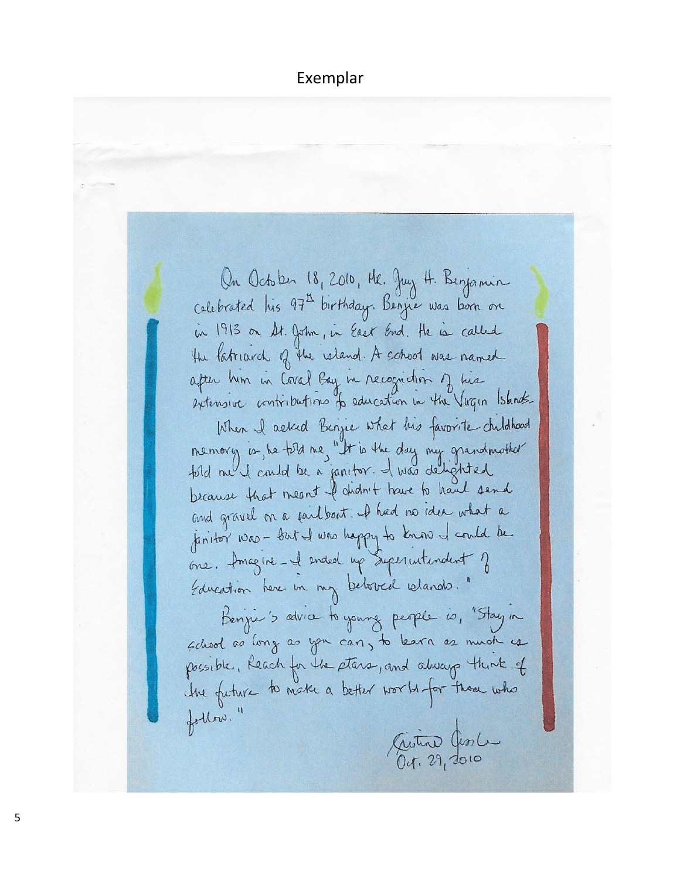# Exemplar

On October 18, 2010, Mr. Guy H. Benjamin celebrated his 97th birthday. Benjie was born on in 1913 on St. John, in East End. He is called the Patriarch of the island. A school was named after him in Coral Bay in recognition of his extensive contributions to education in the Virgin Islands.

When I asked Benjie what his favorite childhood memory is, he told me, "It is the day my grandmother told me I could be a janitor. I was delighted because that meant I didn't have to haul sand and gravel on a sailboat. I had no idea what a janitor was – but I was happy to know I could be one. Imagine – I ended up Superintendent of Education here in my beloved islands."

Benjie's advice to young people is, "Stay in school as long as you can, to learn as much as possible. Reach for the stars, and always think of the future to make a better world for those who follow."

Cristina Kessler
Oct. 29, 2010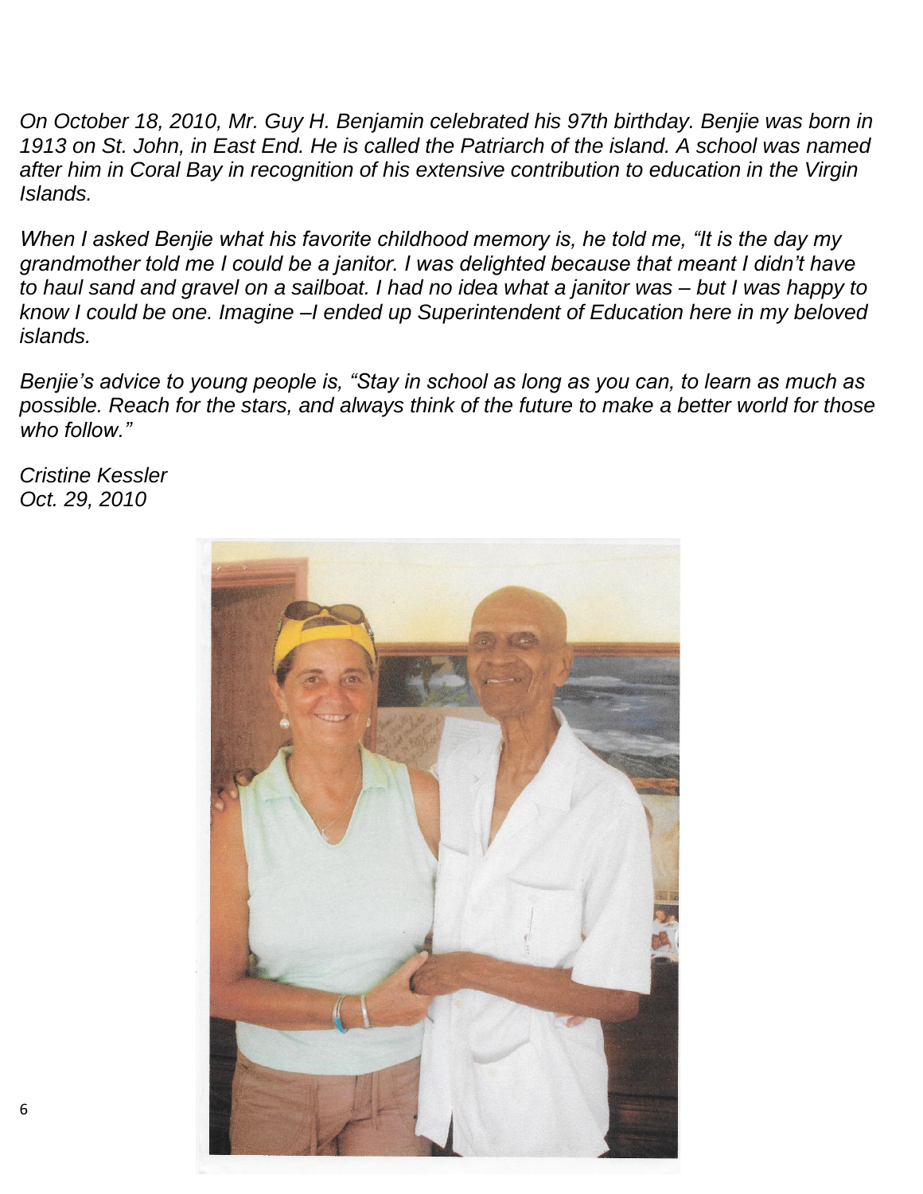*On October 18, 2010, Mr. Guy H. Benjamin celebrated his 97th birthday. Benjie was born in 1913 on St. John, in East End. He is called the Patriarch of the island. A school was named after him in Coral Bay in recognition of his extensive contribution to education in the Virgin Islands.*

*When I asked Benjie what his favorite childhood memory is, he told me, "It is the day my grandmother told me I could be a janitor. I was delighted because that meant I didn't have to haul sand and gravel on a sailboat. I had no idea what a janitor was – but I was happy to know I could be one. Imagine –I ended up Superintendent of Education here in my beloved islands.*

*Benjie's advice to young people is, "Stay in school as long as you can, to learn as much as possible. Reach for the stars, and always think of the future to make a better world for those who follow."*

*Cristine Kessler*
*Oct. 29, 2010*